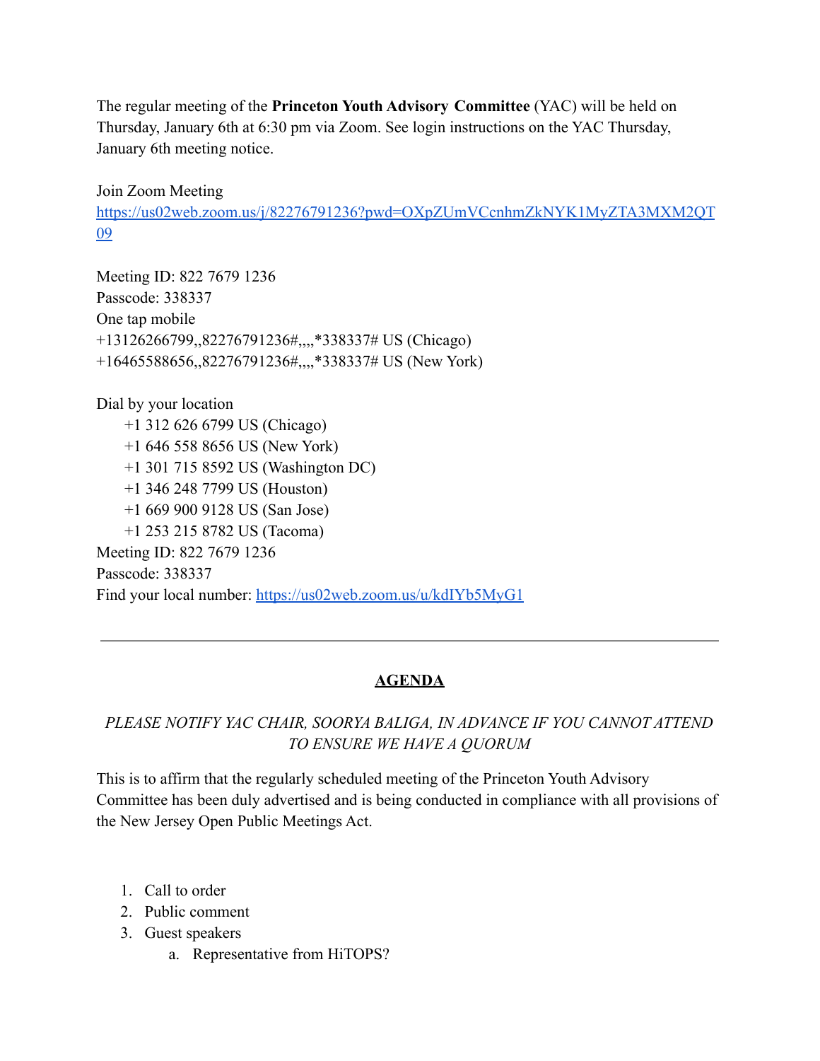The regular meeting of the **Princeton Youth Advisory Committee** (YAC) will be held on Thursday, January 6th at 6:30 pm via Zoom. See login instructions on the YAC Thursday, January 6th meeting notice.

Join Zoom Meeting
https://us02web.zoom.us/j/82276791236?pwd=OXpZUmVCcnhmZkNYK1MyZTA3MXM2QT09

Meeting ID: 822 7679 1236
Passcode: 338337
One tap mobile
+13126266799,,82276791236#,,,,*338337# US (Chicago)
+16465588656,,82276791236#,,,,*338337# US (New York)

Dial by your location
+1 312 626 6799 US (Chicago)
+1 646 558 8656 US (New York)
+1 301 715 8592 US (Washington DC)
+1 346 248 7799 US (Houston)
+1 669 900 9128 US (San Jose)
+1 253 215 8782 US (Tacoma)
Meeting ID: 822 7679 1236
Passcode: 338337
Find your local number: https://us02web.zoom.us/u/kdIYb5MyG1

---

## AGENDA

*PLEASE NOTIFY YAC CHAIR, SOORYA BALIGA, IN ADVANCE IF YOU CANNOT ATTEND TO ENSURE WE HAVE A QUORUM*

This is to affirm that the regularly scheduled meeting of the Princeton Youth Advisory Committee has been duly advertised and is being conducted in compliance with all provisions of the New Jersey Open Public Meetings Act.

1. Call to order
2. Public comment
3. Guest speakers
   a. Representative from HiTOPS?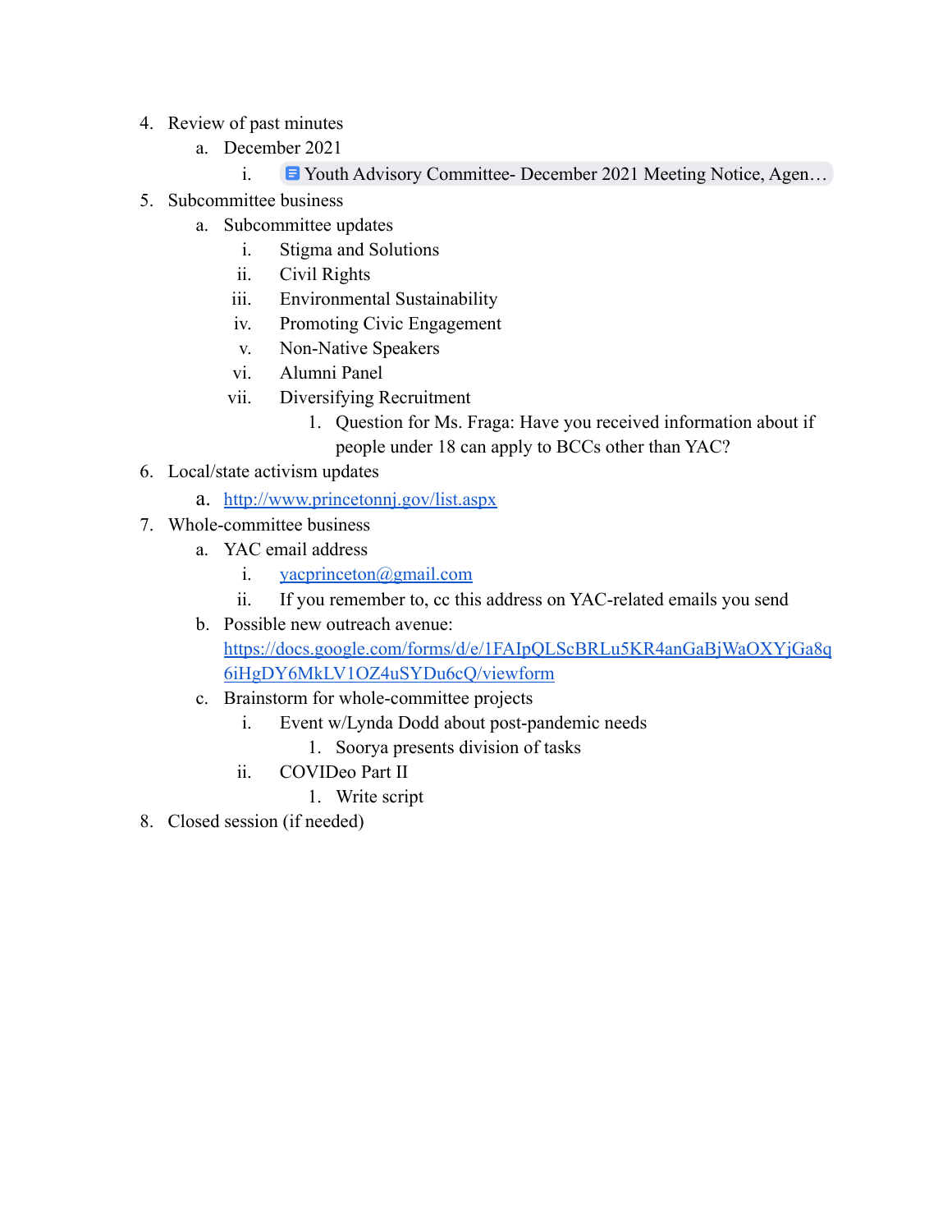4. Review of past minutes
    a. December 2021
        i. Youth Advisory Committee- December 2021 Meeting Notice, Agen…
5. Subcommittee business
    a. Subcommittee updates
        i. Stigma and Solutions
        ii. Civil Rights
        iii. Environmental Sustainability
        iv. Promoting Civic Engagement
        v. Non-Native Speakers
        vi. Alumni Panel
        vii. Diversifying Recruitment
            1. Question for Ms. Fraga: Have you received information about if people under 18 can apply to BCCs other than YAC?
6. Local/state activism updates
    a. [http://www.princetonnj.gov/list.aspx](http://www.princetonnj.gov/list.aspx)
7. Whole-committee business
    a. YAC email address
        i. [yacprinceton@gmail.com](mailto:yacprinceton@gmail.com)
        ii. If you remember to, cc this address on YAC-related emails you send
    b. Possible new outreach avenue: [https://docs.google.com/forms/d/e/1FAIpQLScBRLu5KR4anGaBjWaOXYjGa8q6iHgDY6MkLV1OZ4uSYDu6cQ/viewform](https://docs.google.com/forms/d/e/1FAIpQLScBRLu5KR4anGaBjWaOXYjGa8q6iHgDY6MkLV1OZ4uSYDu6cQ/viewform)
    c. Brainstorm for whole-committee projects
        i. Event w/Lynda Dodd about post-pandemic needs
            1. Soorya presents division of tasks
        ii. COVIDeo Part II
            1. Write script
8. Closed session (if needed)